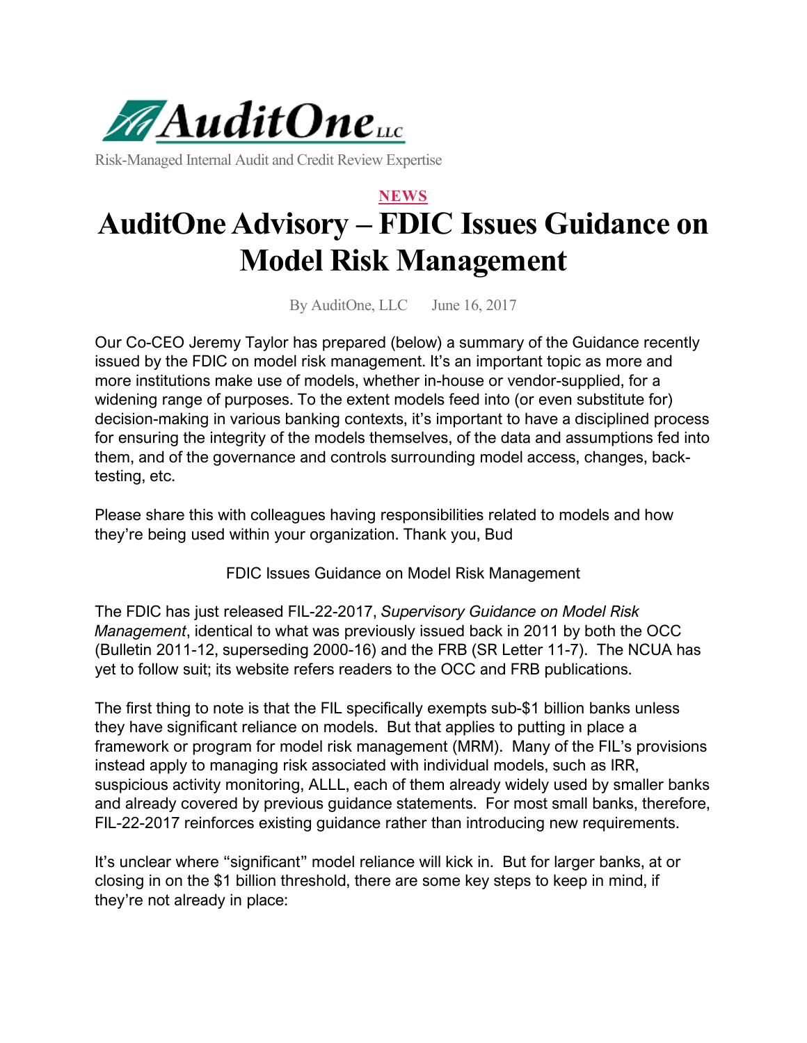# AuditOne LLC

Risk-Managed Internal Audit and Credit Review Expertise

**NEWS**

# AuditOne Advisory – FDIC Issues Guidance on Model Risk Management

By AuditOne, LLC June 16, 2017

Our Co-CEO Jeremy Taylor has prepared (below) a summary of the Guidance recently issued by the FDIC on model risk management. It's an important topic as more and more institutions make use of models, whether in-house or vendor-supplied, for a widening range of purposes. To the extent models feed into (or even substitute for) decision-making in various banking contexts, it's important to have a disciplined process for ensuring the integrity of the models themselves, of the data and assumptions fed into them, and of the governance and controls surrounding model access, changes, back-testing, etc.

Please share this with colleagues having responsibilities related to models and how they're being used within your organization. Thank you, Bud

FDIC Issues Guidance on Model Risk Management

The FDIC has just released FIL-22-2017, *Supervisory Guidance on Model Risk Management*, identical to what was previously issued back in 2011 by both the OCC (Bulletin 2011-12, superseding 2000-16) and the FRB (SR Letter 11-7). The NCUA has yet to follow suit; its website refers readers to the OCC and FRB publications.

The first thing to note is that the FIL specifically exempts sub-$1 billion banks unless they have significant reliance on models. But that applies to putting in place a framework or program for model risk management (MRM). Many of the FIL's provisions instead apply to managing risk associated with individual models, such as IRR, suspicious activity monitoring, ALLL, each of them already widely used by smaller banks and already covered by previous guidance statements. For most small banks, therefore, FIL-22-2017 reinforces existing guidance rather than introducing new requirements.

It's unclear where "significant" model reliance will kick in. But for larger banks, at or closing in on the $1 billion threshold, there are some key steps to keep in mind, if they're not already in place: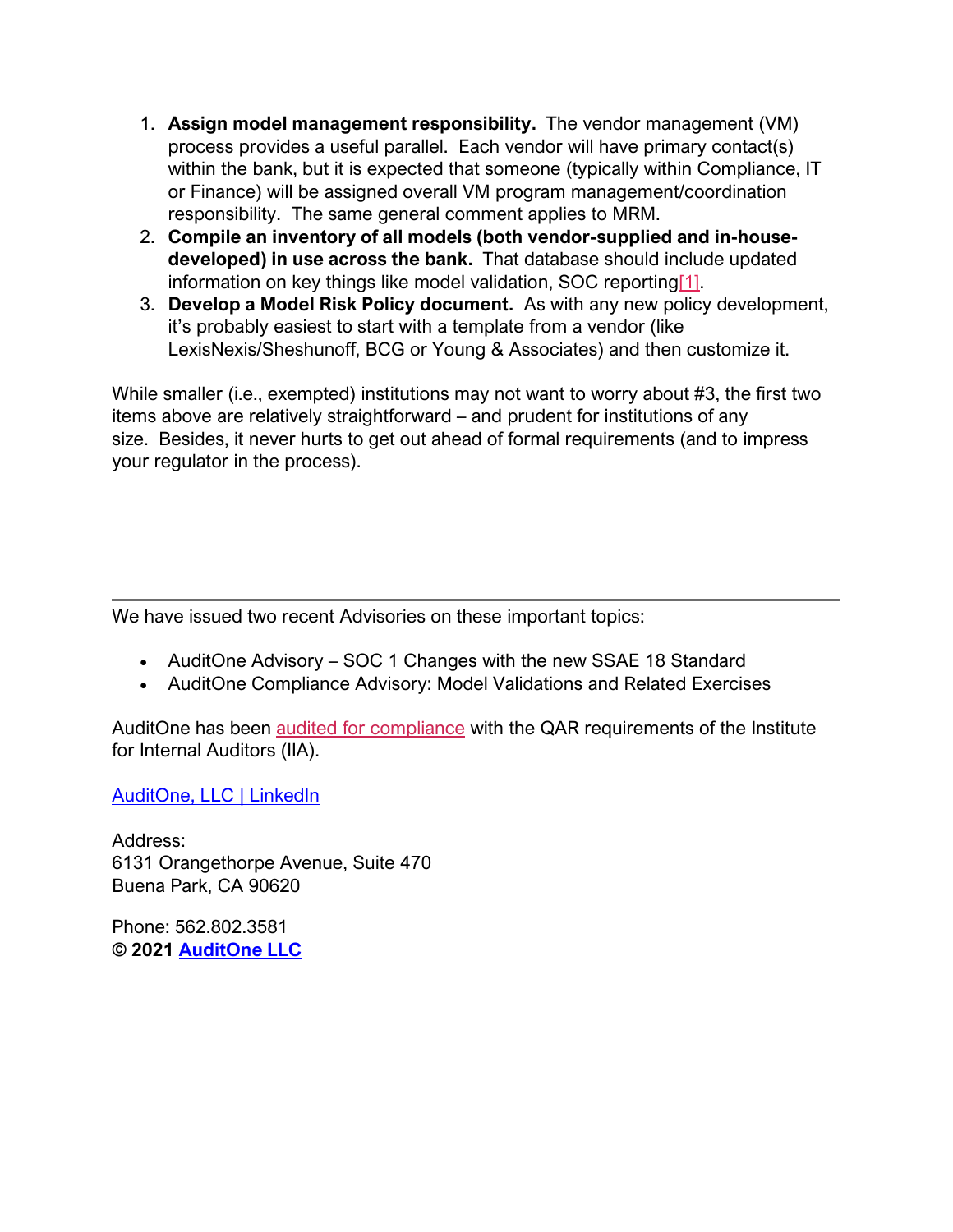1. **Assign model management responsibility.** The vendor management (VM) process provides a useful parallel. Each vendor will have primary contact(s) within the bank, but it is expected that someone (typically within Compliance, IT or Finance) will be assigned overall VM program management/coordination responsibility. The same general comment applies to MRM.
2. **Compile an inventory of all models (both vendor-supplied and in-house-developed) in use across the bank.** That database should include updated information on key things like model validation, SOC reporting[1].
3. **Develop a Model Risk Policy document.** As with any new policy development, it's probably easiest to start with a template from a vendor (like LexisNexis/Sheshunoff, BCG or Young & Associates) and then customize it.

While smaller (i.e., exempted) institutions may not want to worry about #3, the first two items above are relatively straightforward – and prudent for institutions of any size. Besides, it never hurts to get out ahead of formal requirements (and to impress your regulator in the process).

---

We have issued two recent Advisories on these important topics:

- AuditOne Advisory – SOC 1 Changes with the new SSAE 18 Standard
- AuditOne Compliance Advisory: Model Validations and Related Exercises

AuditOne has been audited for compliance with the QAR requirements of the Institute for Internal Auditors (IIA).

AuditOne, LLC | LinkedIn

Address:
6131 Orangethorpe Avenue, Suite 470
Buena Park, CA 90620

Phone: 562.802.3581
**© 2021 AuditOne LLC**